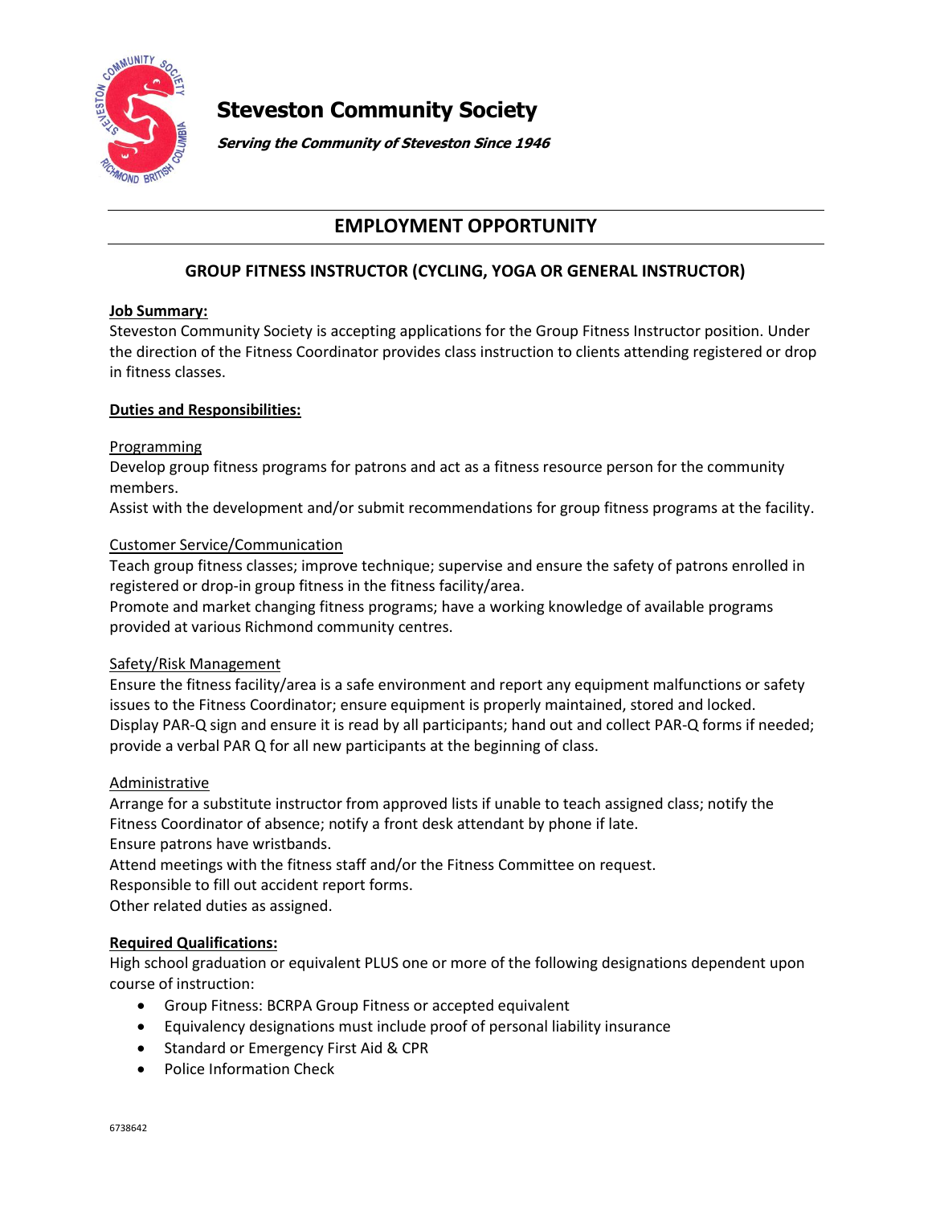# Steveston Community Society

***Serving the Community of Steveston Since 1946***

## EMPLOYMENT OPPORTUNITY

### GROUP FITNESS INSTRUCTOR (CYCLING, YOGA OR GENERAL INSTRUCTOR)

**Job Summary:**

Steveston Community Society is accepting applications for the Group Fitness Instructor position. Under the direction of the Fitness Coordinator provides class instruction to clients attending registered or drop in fitness classes.

**Duties and Responsibilities:**

Programming

Develop group fitness programs for patrons and act as a fitness resource person for the community members.

Assist with the development and/or submit recommendations for group fitness programs at the facility.

Customer Service/Communication

Teach group fitness classes; improve technique; supervise and ensure the safety of patrons enrolled in registered or drop-in group fitness in the fitness facility/area.

Promote and market changing fitness programs; have a working knowledge of available programs provided at various Richmond community centres.

Safety/Risk Management

Ensure the fitness facility/area is a safe environment and report any equipment malfunctions or safety issues to the Fitness Coordinator; ensure equipment is properly maintained, stored and locked.

Display PAR-Q sign and ensure it is read by all participants; hand out and collect PAR-Q forms if needed; provide a verbal PAR Q for all new participants at the beginning of class.

Administrative

Arrange for a substitute instructor from approved lists if unable to teach assigned class; notify the Fitness Coordinator of absence; notify a front desk attendant by phone if late.

Ensure patrons have wristbands.

Attend meetings with the fitness staff and/or the Fitness Committee on request.

Responsible to fill out accident report forms.

Other related duties as assigned.

**Required Qualifications:**

High school graduation or equivalent PLUS one or more of the following designations dependent upon course of instruction:

- Group Fitness: BCRPA Group Fitness or accepted equivalent
- Equivalency designations must include proof of personal liability insurance
- Standard or Emergency First Aid & CPR
- Police Information Check

6738642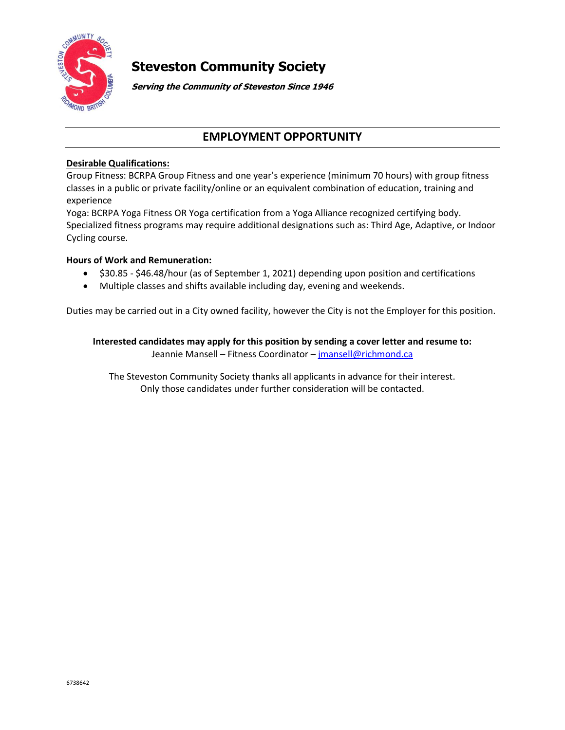# Steveston Community Society

***Serving the Community of Steveston Since 1946***

## EMPLOYMENT OPPORTUNITY

**Desirable Qualifications:**

Group Fitness: BCRPA Group Fitness and one year's experience (minimum 70 hours) with group fitness classes in a public or private facility/online or an equivalent combination of education, training and experience

Yoga: BCRPA Yoga Fitness OR Yoga certification from a Yoga Alliance recognized certifying body.

Specialized fitness programs may require additional designations such as: Third Age, Adaptive, or Indoor Cycling course.

**Hours of Work and Remuneration:**

- $30.85 - $46.48/hour (as of September 1, 2021) depending upon position and certifications
- Multiple classes and shifts available including day, evening and weekends.

Duties may be carried out in a City owned facility, however the City is not the Employer for this position.

**Interested candidates may apply for this position by sending a cover letter and resume to:**

Jeannie Mansell – Fitness Coordinator – jmansell@richmond.ca

The Steveston Community Society thanks all applicants in advance for their interest.
Only those candidates under further consideration will be contacted.

6738642